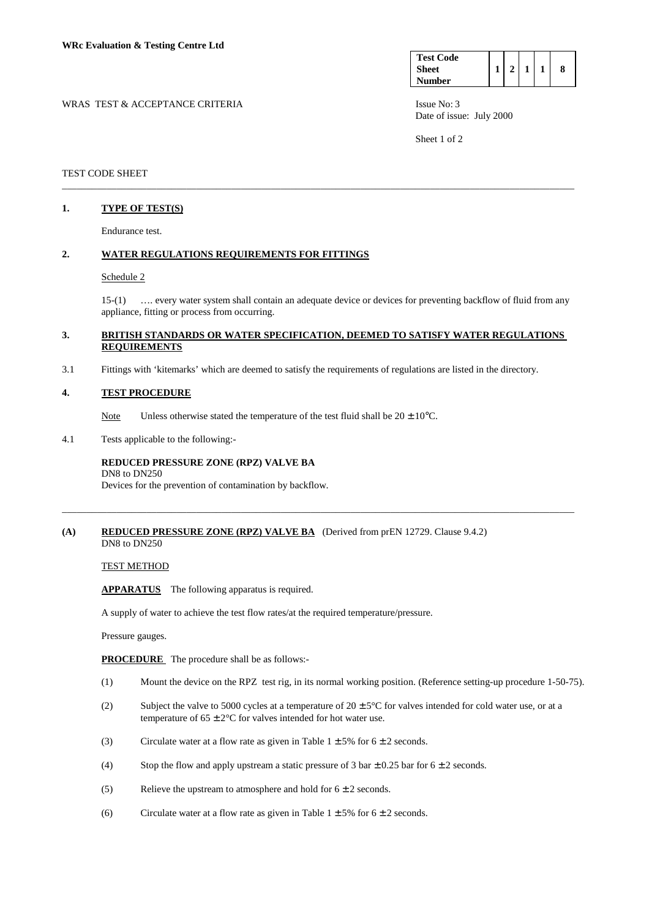**WRc Evaluation & Testing Centre Ltd**

| Test Code Sheet Number | 1 | 2 | 1 | 1 | 8 |
|---|---|---|---|---|---|

WRAS TEST & ACCEPTANCE CRITERIA

Issue No: 3
Date of issue: July 2000

TEST CODE SHEET

---

## 1. TYPE OF TEST(S)

Endurance test.

## 2. WATER REGULATIONS REQUIREMENTS FOR FITTINGS

Schedule 2

15-(1) …. every water system shall contain an adequate device or devices for preventing backflow of fluid from any appliance, fitting or process from occurring.

## 3. BRITISH STANDARDS OR WATER SPECIFICATION, DEEMED TO SATISFY WATER REGULATIONS REQUIREMENTS

3.1 Fittings with 'kitemarks' which are deemed to satisfy the requirements of regulations are listed in the directory.

## 4. TEST PROCEDURE

Note Unless otherwise stated the temperature of the test fluid shall be 20 ± 10°C.

4.1 Tests applicable to the following:-

**REDUCED PRESSURE ZONE (RPZ) VALVE BA**
DN8 to DN250
Devices for the prevention of contamination by backflow.

---

## (A) REDUCED PRESSURE ZONE (RPZ) VALVE BA (Derived from prEN 12729. Clause 9.4.2)

DN8 to DN250

TEST METHOD

**APPARATUS** The following apparatus is required.

A supply of water to achieve the test flow rates/at the required temperature/pressure.

Pressure gauges.

**PROCEDURE** The procedure shall be as follows:-

(1) Mount the device on the RPZ test rig, in its normal working position. (Reference setting-up procedure 1-50-75).

(2) Subject the valve to 5000 cycles at a temperature of 20 ± 5°C for valves intended for cold water use, or at a temperature of 65 ± 2°C for valves intended for hot water use.

(3) Circulate water at a flow rate as given in Table 1 ± 5% for 6 ± 2 seconds.

(4) Stop the flow and apply upstream a static pressure of 3 bar ± 0.25 bar for 6 ± 2 seconds.

(5) Relieve the upstream to atmosphere and hold for 6 ± 2 seconds.

(6) Circulate water at a flow rate as given in Table 1 ± 5% for 6 ± 2 seconds.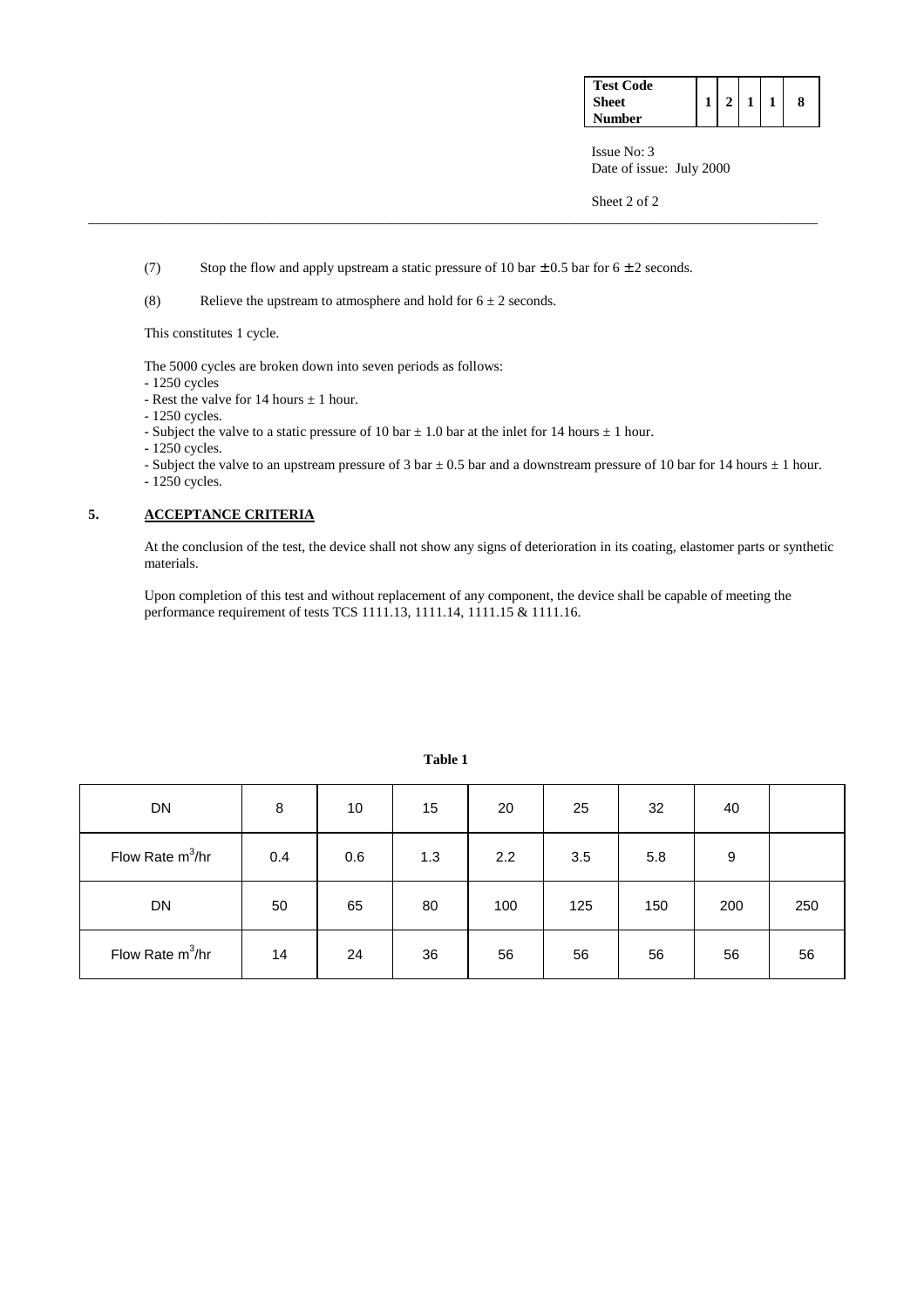(7) Stop the flow and apply upstream a static pressure of 10 bar ± 0.5 bar for 6 ± 2 seconds.

(8) Relieve the upstream to atmosphere and hold for 6 ± 2 seconds.

This constitutes 1 cycle.

The 5000 cycles are broken down into seven periods as follows:

- 1250 cycles
- Rest the valve for 14 hours ± 1 hour.
- 1250 cycles.
- Subject the valve to a static pressure of 10 bar ± 1.0 bar at the inlet for 14 hours ± 1 hour.
- 1250 cycles.
- Subject the valve to an upstream pressure of 3 bar ± 0.5 bar and a downstream pressure of 10 bar for 14 hours ± 1 hour.
- 1250 cycles.

## 5. ACCEPTANCE CRITERIA

At the conclusion of the test, the device shall not show any signs of deterioration in its coating, elastomer parts or synthetic materials.

Upon completion of this test and without replacement of any component, the device shall be capable of meeting the performance requirement of tests TCS 1111.13, 1111.14, 1111.15 & 1111.16.

**Table 1**

| | | | | | | | | |
|---|---|---|---|---|---|---|---|---|
| DN | 8 | 10 | 15 | 20 | 25 | 32 | 40 | |
| Flow Rate $m^3$/hr | 0.4 | 0.6 | 1.3 | 2.2 | 3.5 | 5.8 | 9 | |
| DN | 50 | 65 | 80 | 100 | 125 | 150 | 200 | 250 |
| Flow Rate $m^3$/hr | 14 | 24 | 36 | 56 | 56 | 56 | 56 | 56 |